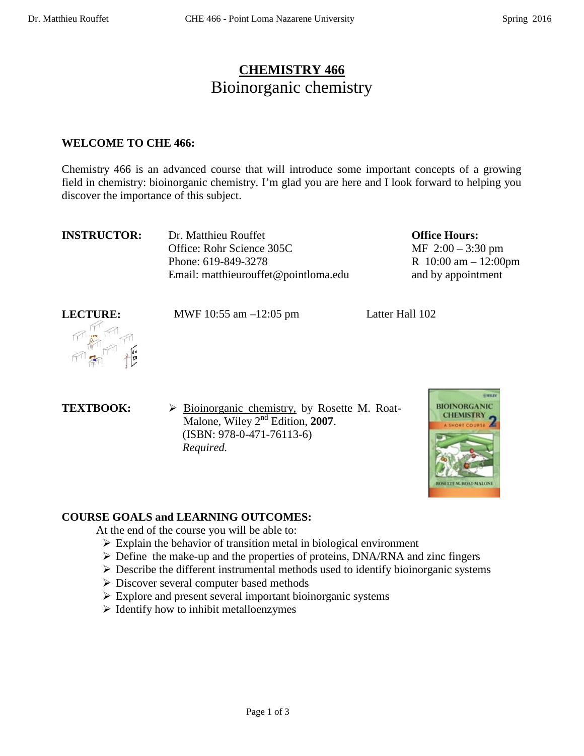# CHEMISTRY 466

## Bioinorganic chemistry

**WELCOME TO CHE 466:**

Chemistry 466 is an advanced course that will introduce some important concepts of a growing field in chemistry: bioinorganic chemistry. I'm glad you are here and I look forward to helping you discover the importance of this subject.

**INSTRUCTOR:** Dr. Matthieu Rouffet
Office: Rohr Science 305C
Phone: 619-849-3278
Email: matthieurouffet@pointloma.edu

**Office Hours:**
MF 2:00 – 3:30 pm
R 10:00 am – 12:00pm
and by appointment

**LECTURE:** MWF 10:55 am –12:05 pm Latter Hall 102

**TEXTBOOK:**

- Bioinorganic chemistry, by Rosette M. Roat-Malone, Wiley 2nd Edition, **2007**.
  (ISBN: 978-0-471-76113-6)
  *Required.*

**COURSE GOALS and LEARNING OUTCOMES:**

At the end of the course you will be able to:

- Explain the behavior of transition metal in biological environment
- Define the make-up and the properties of proteins, DNA/RNA and zinc fingers
- Describe the different instrumental methods used to identify bioinorganic systems
- Discover several computer based methods
- Explore and present several important bioinorganic systems
- Identify how to inhibit metalloenzymes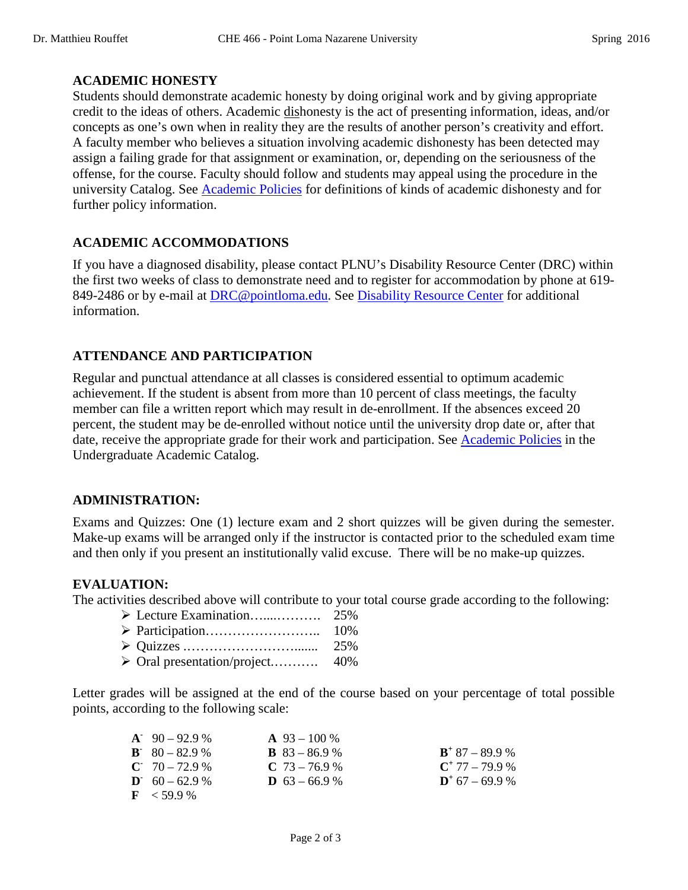## ACADEMIC HONESTY

Students should demonstrate academic honesty by doing original work and by giving appropriate credit to the ideas of others. Academic dishonesty is the act of presenting information, ideas, and/or concepts as one's own when in reality they are the results of another person's creativity and effort. A faculty member who believes a situation involving academic dishonesty has been detected may assign a failing grade for that assignment or examination, or, depending on the seriousness of the offense, for the course. Faculty should follow and students may appeal using the procedure in the university Catalog. See Academic Policies for definitions of kinds of academic dishonesty and for further policy information.

## ACADEMIC ACCOMMODATIONS

If you have a diagnosed disability, please contact PLNU's Disability Resource Center (DRC) within the first two weeks of class to demonstrate need and to register for accommodation by phone at 619-849-2486 or by e-mail at DRC@pointloma.edu. See Disability Resource Center for additional information.

## ATTENDANCE AND PARTICIPATION

Regular and punctual attendance at all classes is considered essential to optimum academic achievement. If the student is absent from more than 10 percent of class meetings, the faculty member can file a written report which may result in de-enrollment. If the absences exceed 20 percent, the student may be de-enrolled without notice until the university drop date or, after that date, receive the appropriate grade for their work and participation. See Academic Policies in the Undergraduate Academic Catalog.

## ADMINISTRATION:

Exams and Quizzes: One (1) lecture exam and 2 short quizzes will be given during the semester. Make-up exams will be arranged only if the instructor is contacted prior to the scheduled exam time and then only if you present an institutionally valid excuse. There will be no make-up quizzes.

## EVALUATION:

The activities described above will contribute to your total course grade according to the following:

- Lecture Examination………. 25%
- Participation…………………….. 10%
- Quizzes ………………………...... 25%
- Oral presentation/project………. 40%

Letter grades will be assigned at the end of the course based on your percentage of total possible points, according to the following scale:

| | | |
|---|---|---|
| **A**$^-$ 90 – 92.9 % | **A** 93 – 100 % | |
| **B**$^-$ 80 – 82.9 % | **B** 83 – 86.9 % | **B**$^+$ 87 – 89.9 % |
| **C**$^-$ 70 – 72.9 % | **C** 73 – 76.9 % | **C**$^+$ 77 – 79.9 % |
| **D**$^-$ 60 – 62.9 % | **D** 63 – 66.9 % | **D**$^+$ 67 – 69.9 % |
| **F** < 59.9 % | | |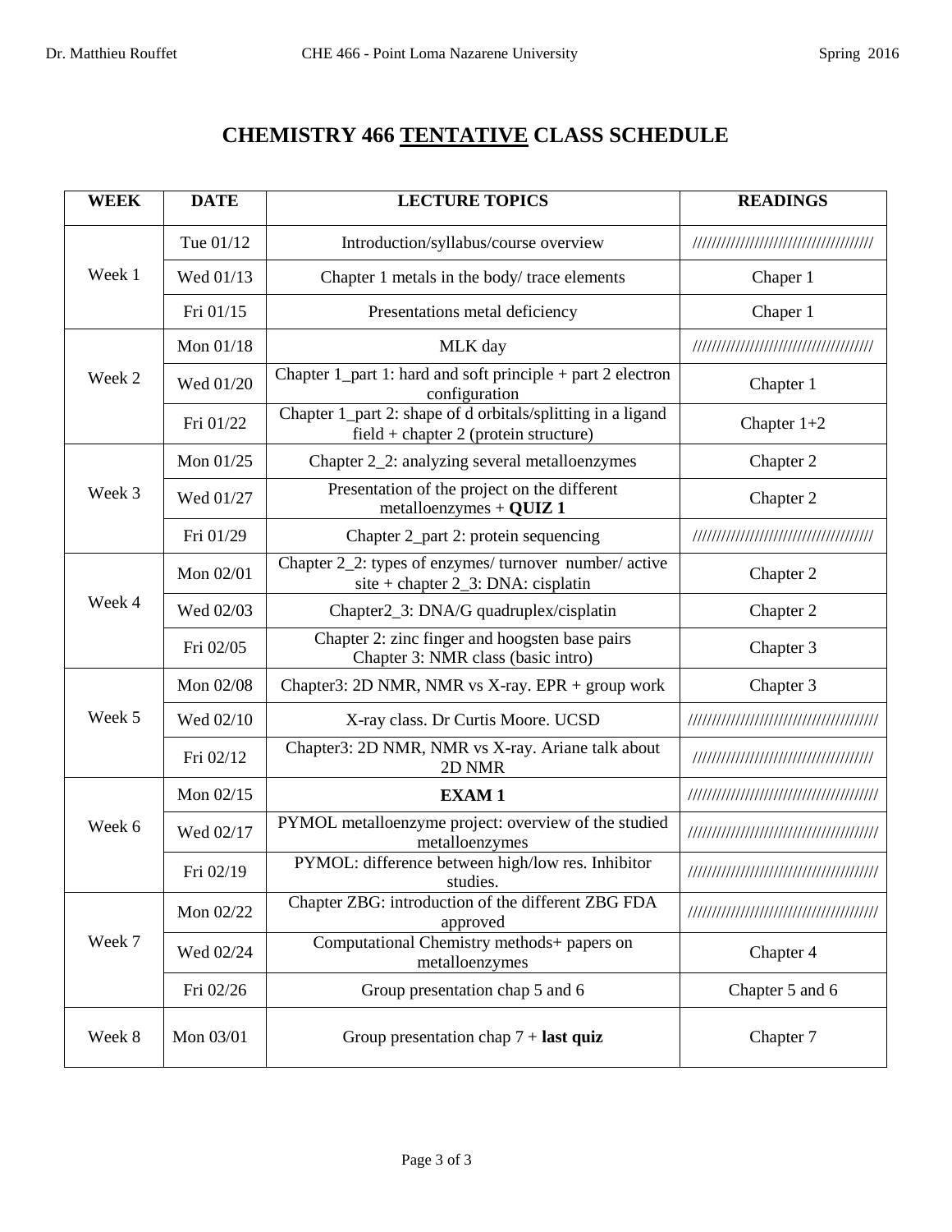# CHEMISTRY 466 TENTATIVE CLASS SCHEDULE

| WEEK | DATE | LECTURE TOPICS | READINGS |
|---|---|---|---|
| Week 1 | Tue 01/12 | Introduction/syllabus/course overview | //////////////////////////////////// |
| | Wed 01/13 | Chapter 1 metals in the body/ trace elements | Chaper 1 |
| | Fri 01/15 | Presentations metal deficiency | Chaper 1 |
| Week 2 | Mon 01/18 | MLK day | //////////////////////////////////// |
| | Wed 01/20 | Chapter 1_part 1: hard and soft principle + part 2 electron configuration | Chapter 1 |
| | Fri 01/22 | Chapter 1_part 2: shape of d orbitals/splitting in a ligand field + chapter 2 (protein structure) | Chapter 1+2 |
| Week 3 | Mon 01/25 | Chapter 2_2: analyzing several metalloenzymes | Chapter 2 |
| | Wed 01/27 | Presentation of the project on the different metalloenzymes + **QUIZ 1** | Chapter 2 |
| | Fri 01/29 | Chapter 2_part 2: protein sequencing | //////////////////////////////////// |
| Week 4 | Mon 02/01 | Chapter 2_2: types of enzymes/ turnover number/ active site + chapter 2_3: DNA: cisplatin | Chapter 2 |
| | Wed 02/03 | Chapter2_3: DNA/G quadruplex/cisplatin | Chapter 2 |
| | Fri 02/05 | Chapter 2: zinc finger and hoogsten base pairs Chapter 3: NMR class (basic intro) | Chapter 3 |
| Week 5 | Mon 02/08 | Chapter3: 2D NMR, NMR vs X-ray. EPR + group work | Chapter 3 |
| | Wed 02/10 | X-ray class. Dr Curtis Moore. UCSD | //////////////////////////////////// |
| | Fri 02/12 | Chapter3: 2D NMR, NMR vs X-ray. Ariane talk about 2D NMR | //////////////////////////////////// |
| Week 6 | Mon 02/15 | **EXAM 1** | //////////////////////////////////// |
| | Wed 02/17 | PYMOL metalloenzyme project: overview of the studied metalloenzymes | //////////////////////////////////// |
| | Fri 02/19 | PYMOL: difference between high/low res. Inhibitor studies. | //////////////////////////////////// |
| Week 7 | Mon 02/22 | Chapter ZBG: introduction of the different ZBG FDA approved | //////////////////////////////////// |
| | Wed 02/24 | Computational Chemistry methods+ papers on metalloenzymes | Chapter 4 |
| | Fri 02/26 | Group presentation chap 5 and 6 | Chapter 5 and 6 |
| Week 8 | Mon 03/01 | Group presentation chap 7 + **last quiz** | Chapter 7 |